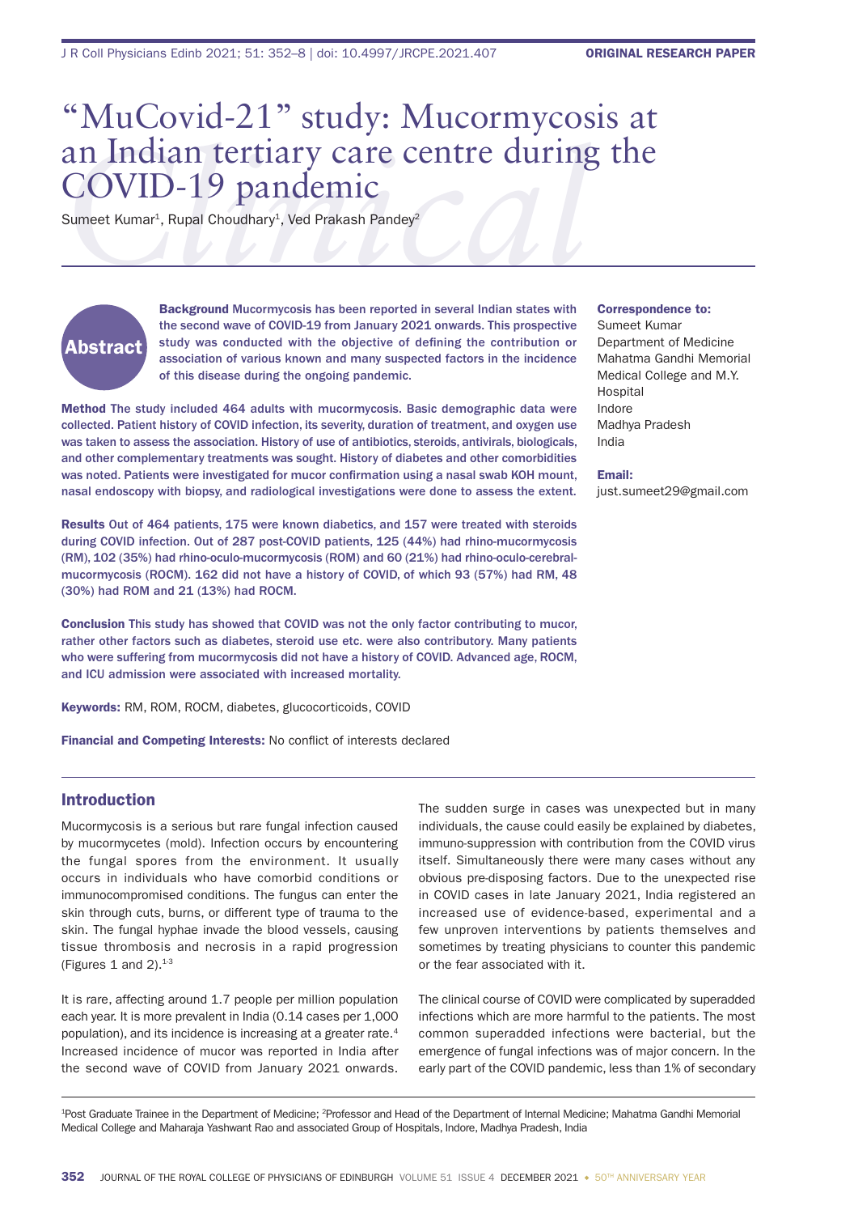ORIGINAL RESEARCH PAPER

# "MuCovid-21" study: Mucormycosis at an Indian tertiary care centre during the COVID-19 pandemic

Sumeet Kumar[1], Rupal Choudhary[1], Ved Prakash Pandey[2]

## Abstract

**Background** Mucormycosis has been reported in several Indian states with the second wave of COVID-19 from January 2021 onwards. This prospective study was conducted with the objective of defining the contribution or association of various known and many suspected factors in the incidence of this disease during the ongoing pandemic.

**Method** The study included 464 adults with mucormycosis. Basic demographic data were collected. Patient history of COVID infection, its severity, duration of treatment, and oxygen use was taken to assess the association. History of use of antibiotics, steroids, antivirals, biologicals, and other complementary treatments was sought. History of diabetes and other comorbidities was noted. Patients were investigated for mucor confirmation using a nasal swab KOH mount, nasal endoscopy with biopsy, and radiological investigations were done to assess the extent.

**Results** Out of 464 patients, 175 were known diabetics, and 157 were treated with steroids during COVID infection. Out of 287 post-COVID patients, 125 (44%) had rhino-mucormycosis (RM), 102 (35%) had rhino-oculo-mucormycosis (ROM) and 60 (21%) had rhino-oculo-cerebral-mucormycosis (ROCM). 162 did not have a history of COVID, of which 93 (57%) had RM, 48 (30%) had ROM and 21 (13%) had ROCM.

**Conclusion** This study has showed that COVID was not the only factor contributing to mucor, rather other factors such as diabetes, steroid use etc. were also contributory. Many patients who were suffering from mucormycosis did not have a history of COVID. Advanced age, ROCM, and ICU admission were associated with increased mortality.

**Keywords:** RM, ROM, ROCM, diabetes, glucocorticoids, COVID

**Financial and Competing Interests:** No conflict of interests declared

**Correspondence to:**
Sumeet Kumar
Department of Medicine
Mahatma Gandhi Memorial Medical College and M.Y. Hospital
Indore
Madhya Pradesh
India

**Email:**
just.sumeet29@gmail.com

## Introduction

Mucormycosis is a serious but rare fungal infection caused by mucormycetes (mold). Infection occurs by encountering the fungal spores from the environment. It usually occurs in individuals who have comorbid conditions or immunocompromised conditions. The fungus can enter the skin through cuts, burns, or different type of trauma to the skin. The fungal hyphae invade the blood vessels, causing tissue thrombosis and necrosis in a rapid progression (Figures 1 and 2).[1-3]

It is rare, affecting around 1.7 people per million population each year. It is more prevalent in India (0.14 cases per 1,000 population), and its incidence is increasing at a greater rate.[4] Increased incidence of mucor was reported in India after the second wave of COVID from January 2021 onwards. The sudden surge in cases was unexpected but in many individuals, the cause could easily be explained by diabetes, immuno-suppression with contribution from the COVID virus itself. Simultaneously there were many cases without any obvious pre-disposing factors. Due to the unexpected rise in COVID cases in late January 2021, India registered an increased use of evidence-based, experimental and a few unproven interventions by patients themselves and sometimes by treating physicians to counter this pandemic or the fear associated with it.

The clinical course of COVID were complicated by superadded infections which are more harmful to the patients. The most common superadded infections were bacterial, but the emergence of fungal infections was of major concern. In the early part of the COVID pandemic, less than 1% of secondary

[1]Post Graduate Trainee in the Department of Medicine; [2]Professor and Head of the Department of Internal Medicine; Mahatma Gandhi Memorial Medical College and Maharaja Yashwant Rao and associated Group of Hospitals, Indore, Madhya Pradesh, India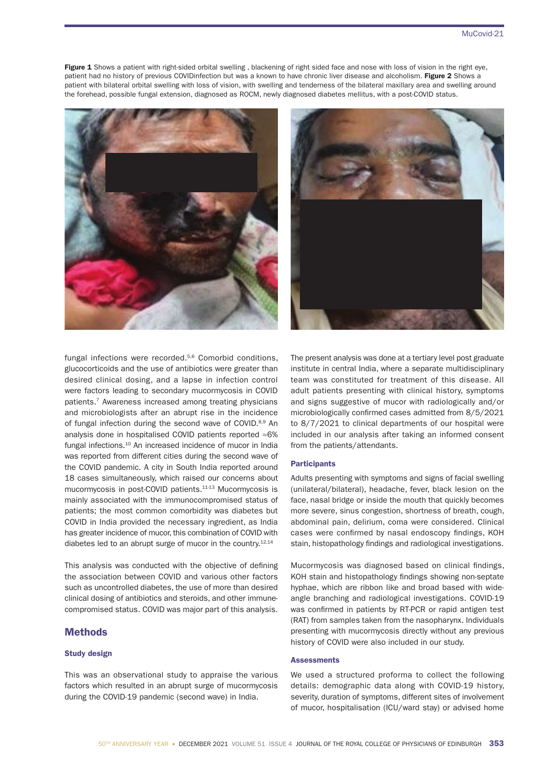**Figure 1** Shows a patient with right-sided orbital swelling , blackening of right sided face and nose with loss of vision in the right eye, patient had no history of previous COVIDinfection but was a known to have chronic liver disease and alcoholism. **Figure 2** Shows a patient with bilateral orbital swelling with loss of vision, with swelling and tenderness of the bilateral maxillary area and swelling around the forehead, possible fungal extension, diagnosed as ROCM, newly diagnosed diabetes mellitus, with a post-COVID status.

fungal infections were recorded.[5,6] Comorbid conditions, glucocorticoids and the use of antibiotics were greater than desired clinical dosing, and a lapse in infection control were factors leading to secondary mucormycosis in COVID patients.[7] Awareness increased among treating physicians and microbiologists after an abrupt rise in the incidence of fungal infection during the second wave of COVID.[8,9] An analysis done in hospitalised COVID patients reported ≈6% fungal infections.[10] An increased incidence of mucor in India was reported from different cities during the second wave of the COVID pandemic. A city in South India reported around 18 cases simultaneously, which raised our concerns about mucormycosis in post-COVID patients.[11-13] Mucormycosis is mainly associated with the immunocompromised status of patients; the most common comorbidity was diabetes but COVID in India provided the necessary ingredient, as India has greater incidence of mucor, this combination of COVID with diabetes led to an abrupt surge of mucor in the country.[12,14]

This analysis was conducted with the objective of defining the association between COVID and various other factors such as uncontrolled diabetes, the use of more than desired clinical dosing of antibiotics and steroids, and other immune-compromised status. COVID was major part of this analysis.

## Methods

### Study design

This was an observational study to appraise the various factors which resulted in an abrupt surge of mucormycosis during the COVID-19 pandemic (second wave) in India.

The present analysis was done at a tertiary level post graduate institute in central India, where a separate multidisciplinary team was constituted for treatment of this disease. All adult patients presenting with clinical history, symptoms and signs suggestive of mucor with radiologically and/or microbiologically confirmed cases admitted from 8/5/2021 to 8/7/2021 to clinical departments of our hospital were included in our analysis after taking an informed consent from the patients/attendants.

### Participants

Adults presenting with symptoms and signs of facial swelling (unilateral/bilateral), headache, fever, black lesion on the face, nasal bridge or inside the mouth that quickly becomes more severe, sinus congestion, shortness of breath, cough, abdominal pain, delirium, coma were considered. Clinical cases were confirmed by nasal endoscopy findings, KOH stain, histopathology findings and radiological investigations.

Mucormycosis was diagnosed based on clinical findings, KOH stain and histopathology findings showing non-septate hyphae, which are ribbon like and broad based with wide-angle branching and radiological investigations. COVID-19 was confirmed in patients by RT-PCR or rapid antigen test (RAT) from samples taken from the nasopharynx. Individuals presenting with mucormycosis directly without any previous history of COVID were also included in our study.

### Assessments

We used a structured proforma to collect the following details: demographic data along with COVID-19 history, severity, duration of symptoms, different sites of involvement of mucor, hospitalisation (ICU/ward stay) or advised home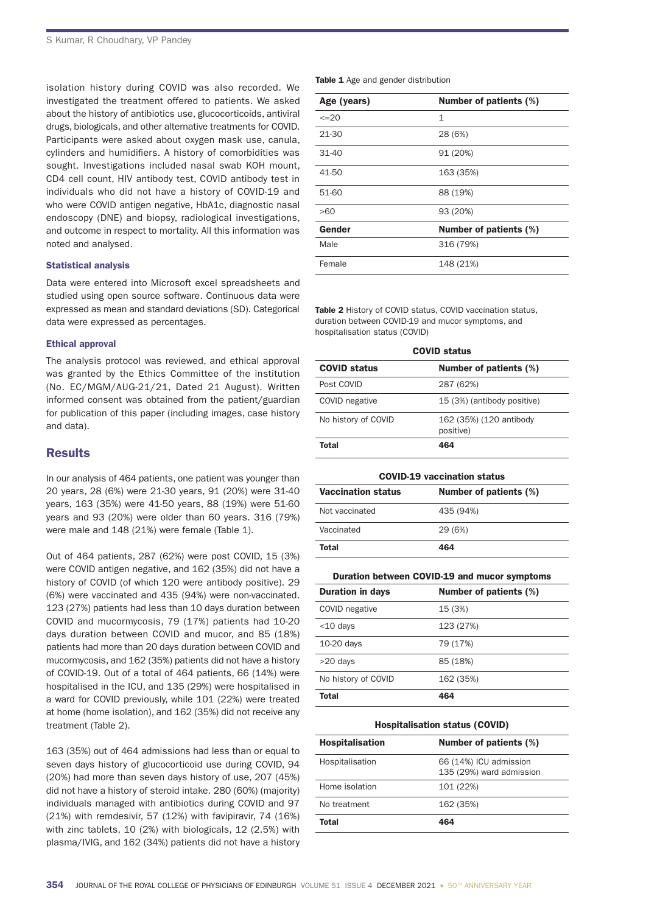isolation history during COVID was also recorded. We investigated the treatment offered to patients. We asked about the history of antibiotics use, glucocorticoids, antiviral drugs, biologicals, and other alternative treatments for COVID. Participants were asked about oxygen mask use, canula, cylinders and humidifiers. A history of comorbidities was sought. Investigations included nasal swab KOH mount, CD4 cell count, HIV antibody test, COVID antibody test in individuals who did not have a history of COVID-19 and who were COVID antigen negative, HbA1c, diagnostic nasal endoscopy (DNE) and biopsy, radiological investigations, and outcome in respect to mortality. All this information was noted and analysed.

### Statistical analysis

Data were entered into Microsoft excel spreadsheets and studied using open source software. Continuous data were expressed as mean and standard deviations (SD). Categorical data were expressed as percentages.

### Ethical approval

The analysis protocol was reviewed, and ethical approval was granted by the Ethics Committee of the institution (No. EC/MGM/AUG-21/21, Dated 21 August). Written informed consent was obtained from the patient/guardian for publication of this paper (including images, case history and data).

## Results

In our analysis of 464 patients, one patient was younger than 20 years, 28 (6%) were 21-30 years, 91 (20%) were 31-40 years, 163 (35%) were 41-50 years, 88 (19%) were 51-60 years and 93 (20%) were older than 60 years. 316 (79%) were male and 148 (21%) were female (Table 1).

Out of 464 patients, 287 (62%) were post COVID, 15 (3%) were COVID antigen negative, and 162 (35%) did not have a history of COVID (of which 120 were antibody positive). 29 (6%) were vaccinated and 435 (94%) were non-vaccinated. 123 (27%) patients had less than 10 days duration between COVID and mucormycosis, 79 (17%) patients had 10-20 days duration between COVID and mucor, and 85 (18%) patients had more than 20 days duration between COVID and mucormycosis, and 162 (35%) patients did not have a history of COVID-19. Out of a total of 464 patients, 66 (14%) were hospitalised in the ICU, and 135 (29%) were hospitalised in a ward for COVID previously, while 101 (22%) were treated at home (home isolation), and 162 (35%) did not receive any treatment (Table 2).

163 (35%) out of 464 admissions had less than or equal to seven days history of glucocorticoid use during COVID, 94 (20%) had more than seven days history of use, 207 (45%) did not have a history of steroid intake. 280 (60%) (majority) individuals managed with antibiotics during COVID and 97 (21%) with remdesivir, 57 (12%) with favipiravir, 74 (16%) with zinc tablets, 10 (2%) with biologicals, 12 (2.5%) with plasma/IVIG, and 162 (34%) patients did not have a history

**Table 1** Age and gender distribution

| Age (years) | Number of patients (%) |
|---|---|
| <=20 | 1 |
| 21-30 | 28 (6%) |
| 31-40 | 91 (20%) |
| 41-50 | 163 (35%) |
| 51-60 | 88 (19%) |
| >60 | 93 (20%) |
| **Gender** | **Number of patients (%)** |
| Male | 316 (79%) |
| Female | 148 (21%) |

**Table 2** History of COVID status, COVID vaccination status, duration between COVID-19 and mucor symptoms, and hospitalisation status (COVID)

**COVID status**

| COVID status | Number of patients (%) |
|---|---|
| Post COVID | 287 (62%) |
| COVID negative | 15 (3%) (antibody positive) |
| No history of COVID | 162 (35%) (120 antibody positive) |
| **Total** | **464** |

**COVID-19 vaccination status**

| Vaccination status | Number of patients (%) |
|---|---|
| Not vaccinated | 435 (94%) |
| Vaccinated | 29 (6%) |
| **Total** | **464** |

**Duration between COVID-19 and mucor symptoms**

| Duration in days | Number of patients (%) |
|---|---|
| COVID negative | 15 (3%) |
| <10 days | 123 (27%) |
| 10-20 days | 79 (17%) |
| >20 days | 85 (18%) |
| No history of COVID | 162 (35%) |
| **Total** | **464** |

**Hospitalisation status (COVID)**

| Hospitalisation | Number of patients (%) |
|---|---|
| Hospitalisation | 66 (14%) ICU admission<br>135 (29%) ward admission |
| Home isolation | 101 (22%) |
| No treatment | 162 (35%) |
| **Total** | **464** |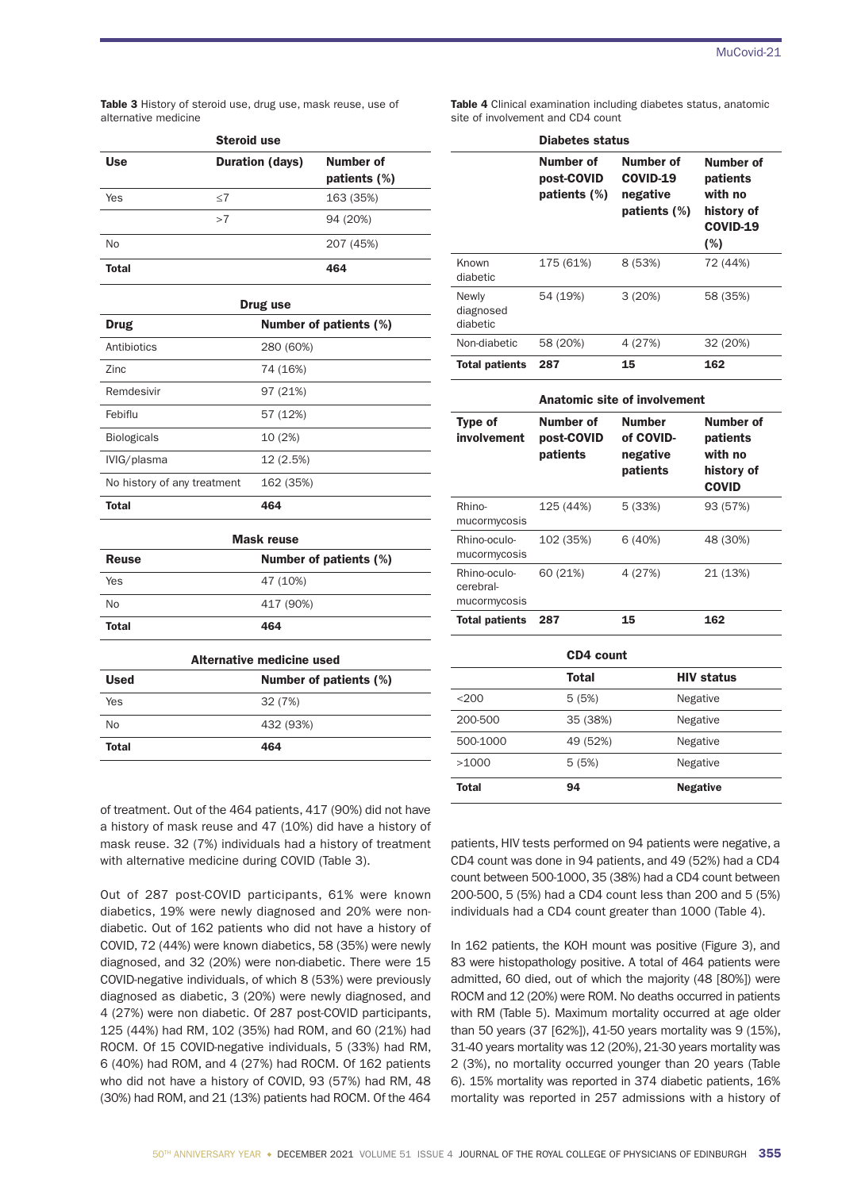**Table 3** History of steroid use, drug use, mask reuse, use of alternative medicine

| Steroid use | | |
|---|---|---|
| **Use** | **Duration (days)** | **Number of patients (%)** |
| Yes | ≤7 | 163 (35%) |
| | >7 | 94 (20%) |
| No | | 207 (45%) |
| **Total** | | **464** |

| Drug use | |
|---|---|
| **Drug** | **Number of patients (%)** |
| Antibiotics | 280 (60%) |
| Zinc | 74 (16%) |
| Remdesivir | 97 (21%) |
| Febiflu | 57 (12%) |
| Biologicals | 10 (2%) |
| IVIG/plasma | 12 (2.5%) |
| No history of any treatment | 162 (35%) |
| **Total** | **464** |

| Mask reuse | |
|---|---|
| **Reuse** | **Number of patients (%)** |
| Yes | 47 (10%) |
| No | 417 (90%) |
| **Total** | **464** |

| Alternative medicine used | |
|---|---|
| **Used** | **Number of patients (%)** |
| Yes | 32 (7%) |
| No | 432 (93%) |
| **Total** | **464** |

**Table 4** Clinical examination including diabetes status, anatomic site of involvement and CD4 count

| Diabetes status | | | |
|---|---|---|---|
| | **Number of post-COVID patients (%)** | **Number of COVID-19 negative patients (%)** | **Number of patients with no history of COVID-19 (%)** |
| Known diabetic | 175 (61%) | 8 (53%) | 72 (44%) |
| Newly diagnosed diabetic | 54 (19%) | 3 (20%) | 58 (35%) |
| Non-diabetic | 58 (20%) | 4 (27%) | 32 (20%) |
| **Total patients** | **287** | **15** | **162** |

| Anatomic site of involvement | | | |
|---|---|---|---|
| **Type of involvement** | **Number of post-COVID patients** | **Number of COVID-negative patients** | **Number of patients with no history of COVID** |
| Rhino-mucormycosis | 125 (44%) | 5 (33%) | 93 (57%) |
| Rhino-oculo-mucormycosis | 102 (35%) | 6 (40%) | 48 (30%) |
| Rhino-oculo-cerebral-mucormycosis | 60 (21%) | 4 (27%) | 21 (13%) |
| **Total patients** | **287** | **15** | **162** |

| CD4 count | | |
|---|---|---|
| | **Total** | **HIV status** |
| <200 | 5 (5%) | Negative |
| 200-500 | 35 (38%) | Negative |
| 500-1000 | 49 (52%) | Negative |
| >1000 | 5 (5%) | Negative |
| **Total** | **94** | **Negative** |

of treatment. Out of the 464 patients, 417 (90%) did not have a history of mask reuse and 47 (10%) did have a history of mask reuse. 32 (7%) individuals had a history of treatment with alternative medicine during COVID (Table 3).

Out of 287 post-COVID participants, 61% were known diabetics, 19% were newly diagnosed and 20% were non-diabetic. Out of 162 patients who did not have a history of COVID, 72 (44%) were known diabetics, 58 (35%) were newly diagnosed, and 32 (20%) were non-diabetic. There were 15 COVID-negative individuals, of which 8 (53%) were previously diagnosed as diabetic, 3 (20%) were newly diagnosed, and 4 (27%) were non diabetic. Of 287 post-COVID participants, 125 (44%) had RM, 102 (35%) had ROM, and 60 (21%) had ROCM. Of 15 COVID-negative individuals, 5 (33%) had RM, 6 (40%) had ROM, and 4 (27%) had ROCM. Of 162 patients who did not have a history of COVID, 93 (57%) had RM, 48 (30%) had ROM, and 21 (13%) patients had ROCM. Of the 464 patients, HIV tests performed on 94 patients were negative, a CD4 count was done in 94 patients, and 49 (52%) had a CD4 count between 500-1000, 35 (38%) had a CD4 count between 200-500, 5 (5%) had a CD4 count less than 200 and 5 (5%) individuals had a CD4 count greater than 1000 (Table 4).

In 162 patients, the KOH mount was positive (Figure 3), and 83 were histopathology positive. A total of 464 patients were admitted, 60 died, out of which the majority (48 [80%]) were ROCM and 12 (20%) were ROM. No deaths occurred in patients with RM (Table 5). Maximum mortality occurred at age older than 50 years (37 [62%]), 41-50 years mortality was 9 (15%), 31-40 years mortality was 12 (20%), 21-30 years mortality was 2 (3%), no mortality occurred younger than 20 years (Table 6). 15% mortality was reported in 374 diabetic patients, 16% mortality was reported in 257 admissions with a history of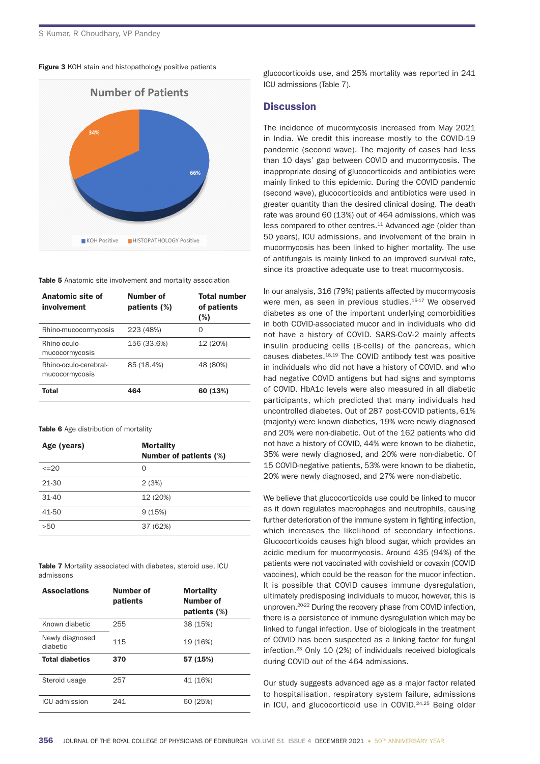**Figure 3** KOH stain and histopathology positive patients

**Table 5** Anatomic site involvement and mortality association

| Anatomic site of involvement | Number of patients (%) | Total number of patients (%) |
|---|---|---|
| Rhino-mucocormycosis | 223 (48%) | 0 |
| Rhino-oculo-mucocormycosis | 156 (33.6%) | 12 (20%) |
| Rhino-oculo-cerebral-mucocormycosis | 85 (18.4%) | 48 (80%) |
| **Total** | **464** | **60 (13%)** |

**Table 6** Age distribution of mortality

| Age (years) | Mortality Number of patients (%) |
|---|---|
| <=20 | 0 |
| 21-30 | 2 (3%) |
| 31-40 | 12 (20%) |
| 41-50 | 9 (15%) |
| >50 | 37 (62%) |

**Table 7** Mortality associated with diabetes, steroid use, ICU admissons

| Associations | Number of patients | Mortality Number of patients (%) |
|---|---|---|
| Known diabetic | 255 | 38 (15%) |
| Newly diagnosed diabetic | 115 | 19 (16%) |
| **Total diabetics** | **370** | **57 (15%)** |
| Steroid usage | 257 | 41 (16%) |
| ICU admission | 241 | 60 (25%) |

glucocorticoids use, and 25% mortality was reported in 241 ICU admissions (Table 7).

## Discussion

The incidence of mucormycosis increased from May 2021 in India. We credit this increase mostly to the COVID-19 pandemic (second wave). The majority of cases had less than 10 days' gap between COVID and mucormycosis. The inappropriate dosing of glucocorticoids and antibiotics were mainly linked to this epidemic. During the COVID pandemic (second wave), glucocorticoids and antibiotics were used in greater quantity than the desired clinical dosing. The death rate was around 60 (13%) out of 464 admissions, which was less compared to other centres.[11] Advanced age (older than 50 years), ICU admissions, and involvement of the brain in mucormycosis has been linked to higher mortality. The use of antifungals is mainly linked to an improved survival rate, since its proactive adequate use to treat mucormycosis.

In our analysis, 316 (79%) patients affected by mucormycosis were men, as seen in previous studies.[15-17] We observed diabetes as one of the important underlying comorbidities in both COVID-associated mucor and in individuals who did not have a history of COVID. SARS-CoV-2 mainly affects insulin producing cells (B-cells) of the pancreas, which causes diabetes.[18,19] The COVID antibody test was positive in individuals who did not have a history of COVID, and who had negative COVID antigens but had signs and symptoms of COVID. HbA1c levels were also measured in all diabetic participants, which predicted that many individuals had uncontrolled diabetes. Out of 287 post-COVID patients, 61% (majority) were known diabetics, 19% were newly diagnosed and 20% were non-diabetic. Out of the 162 patients who did not have a history of COVID, 44% were known to be diabetic, 35% were newly diagnosed, and 20% were non-diabetic. Of 15 COVID-negative patients, 53% were known to be diabetic, 20% were newly diagnosed, and 27% were non-diabetic.

We believe that glucocorticoids use could be linked to mucor as it down regulates macrophages and neutrophils, causing further deterioration of the immune system in fighting infection, which increases the likelihood of secondary infections. Glucocorticoids causes high blood sugar, which provides an acidic medium for mucormycosis. Around 435 (94%) of the patients were not vaccinated with covishield or covaxin (COVID vaccines), which could be the reason for the mucor infection. It is possible that COVID causes immune dysregulation, ultimately predisposing individuals to mucor, however, this is unproven.[20-22] During the recovery phase from COVID infection, there is a persistence of immune dysregulation which may be linked to fungal infection. Use of biologicals in the treatment of COVID has been suspected as a linking factor for fungal infection.[23] Only 10 (2%) of individuals received biologicals during COVID out of the 464 admissions.

Our study suggests advanced age as a major factor related to hospitalisation, respiratory system failure, admissions in ICU, and glucocorticoid use in COVID.[24,25] Being older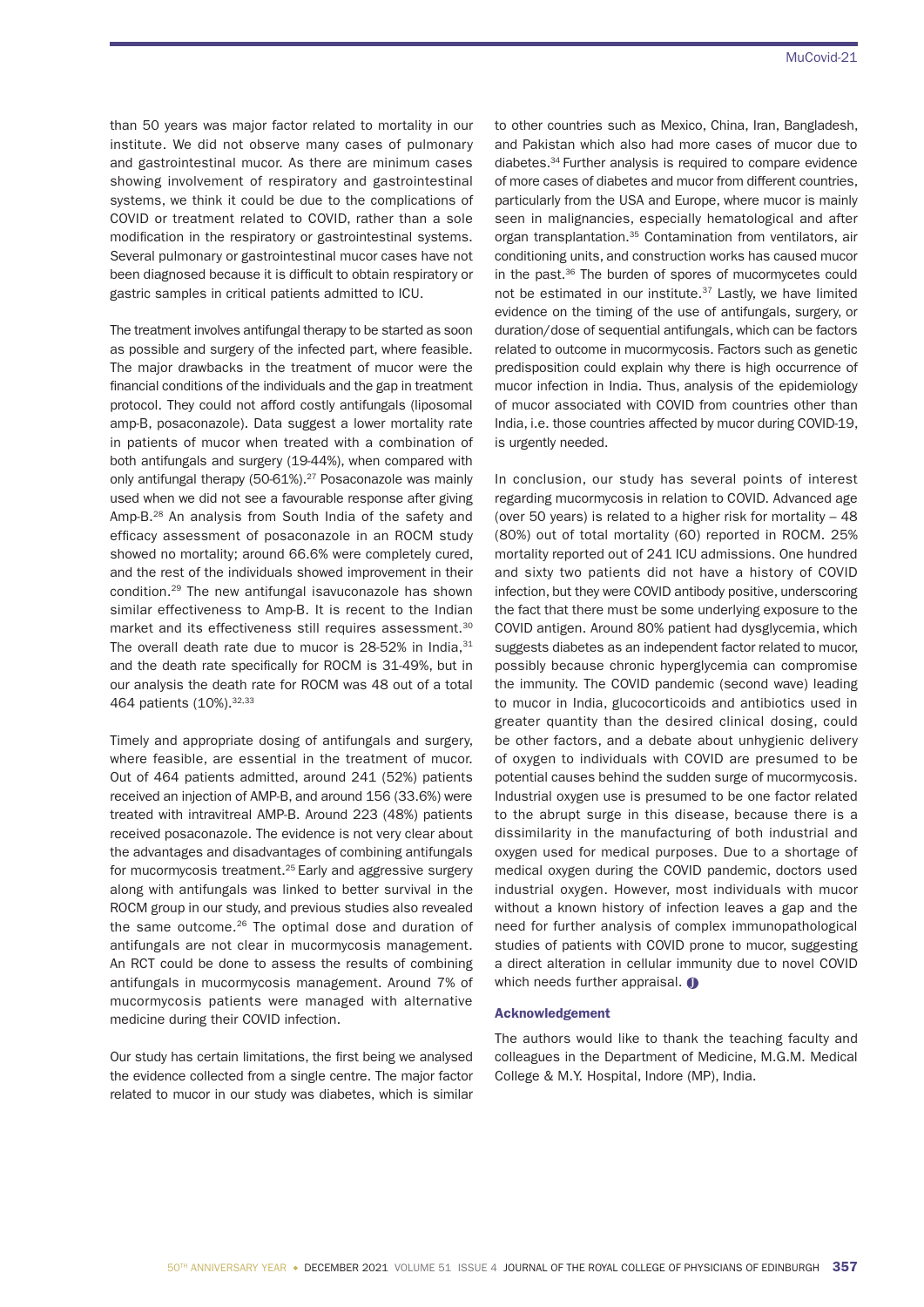than 50 years was major factor related to mortality in our institute. We did not observe many cases of pulmonary and gastrointestinal mucor. As there are minimum cases showing involvement of respiratory and gastrointestinal systems, we think it could be due to the complications of COVID or treatment related to COVID, rather than a sole modification in the respiratory or gastrointestinal systems. Several pulmonary or gastrointestinal mucor cases have not been diagnosed because it is difficult to obtain respiratory or gastric samples in critical patients admitted to ICU.

The treatment involves antifungal therapy to be started as soon as possible and surgery of the infected part, where feasible. The major drawbacks in the treatment of mucor were the financial conditions of the individuals and the gap in treatment protocol. They could not afford costly antifungals (liposomal amp-B, posaconazole). Data suggest a lower mortality rate in patients of mucor when treated with a combination of both antifungals and surgery (19-44%), when compared with only antifungal therapy (50-61%).[27] Posaconazole was mainly used when we did not see a favourable response after giving Amp-B.[28] An analysis from South India of the safety and efficacy assessment of posaconazole in an ROCM study showed no mortality; around 66.6% were completely cured, and the rest of the individuals showed improvement in their condition.[29] The new antifungal isavuconazole has shown similar effectiveness to Amp-B. It is recent to the Indian market and its effectiveness still requires assessment.[30] The overall death rate due to mucor is 28-52% in India,[31] and the death rate specifically for ROCM is 31-49%, but in our analysis the death rate for ROCM was 48 out of a total 464 patients (10%).[32,33]

Timely and appropriate dosing of antifungals and surgery, where feasible, are essential in the treatment of mucor. Out of 464 patients admitted, around 241 (52%) patients received an injection of AMP-B, and around 156 (33.6%) were treated with intravitreal AMP-B. Around 223 (48%) patients received posaconazole. The evidence is not very clear about the advantages and disadvantages of combining antifungals for mucormycosis treatment.[25] Early and aggressive surgery along with antifungals was linked to better survival in the ROCM group in our study, and previous studies also revealed the same outcome.[26] The optimal dose and duration of antifungals are not clear in mucormycosis management. An RCT could be done to assess the results of combining antifungals in mucormycosis management. Around 7% of mucormycosis patients were managed with alternative medicine during their COVID infection.

Our study has certain limitations, the first being we analysed the evidence collected from a single centre. The major factor related to mucor in our study was diabetes, which is similar to other countries such as Mexico, China, Iran, Bangladesh, and Pakistan which also had more cases of mucor due to diabetes.[34] Further analysis is required to compare evidence of more cases of diabetes and mucor from different countries, particularly from the USA and Europe, where mucor is mainly seen in malignancies, especially hematological and after organ transplantation.[35] Contamination from ventilators, air conditioning units, and construction works has caused mucor in the past.[36] The burden of spores of mucormycetes could not be estimated in our institute.[37] Lastly, we have limited evidence on the timing of the use of antifungals, surgery, or duration/dose of sequential antifungals, which can be factors related to outcome in mucormycosis. Factors such as genetic predisposition could explain why there is high occurrence of mucor infection in India. Thus, analysis of the epidemiology of mucor associated with COVID from countries other than India, i.e. those countries affected by mucor during COVID-19, is urgently needed.

In conclusion, our study has several points of interest regarding mucormycosis in relation to COVID. Advanced age (over 50 years) is related to a higher risk for mortality – 48 (80%) out of total mortality (60) reported in ROCM. 25% mortality reported out of 241 ICU admissions. One hundred and sixty two patients did not have a history of COVID infection, but they were COVID antibody positive, underscoring the fact that there must be some underlying exposure to the COVID antigen. Around 80% patient had dysglycemia, which suggests diabetes as an independent factor related to mucor, possibly because chronic hyperglycemia can compromise the immunity. The COVID pandemic (second wave) leading to mucor in India, glucocorticoids and antibiotics used in greater quantity than the desired clinical dosing, could be other factors, and a debate about unhygienic delivery of oxygen to individuals with COVID are presumed to be potential causes behind the sudden surge of mucormycosis. Industrial oxygen use is presumed to be one factor related to the abrupt surge in this disease, because there is a dissimilarity in the manufacturing of both industrial and oxygen used for medical purposes. Due to a shortage of medical oxygen during the COVID pandemic, doctors used industrial oxygen. However, most individuals with mucor without a known history of infection leaves a gap and the need for further analysis of complex immunopathological studies of patients with COVID prone to mucor, suggesting a direct alteration in cellular immunity due to novel COVID which needs further appraisal.

### Acknowledgement

The authors would like to thank the teaching faculty and colleagues in the Department of Medicine, M.G.M. Medical College & M.Y. Hospital, Indore (MP), India.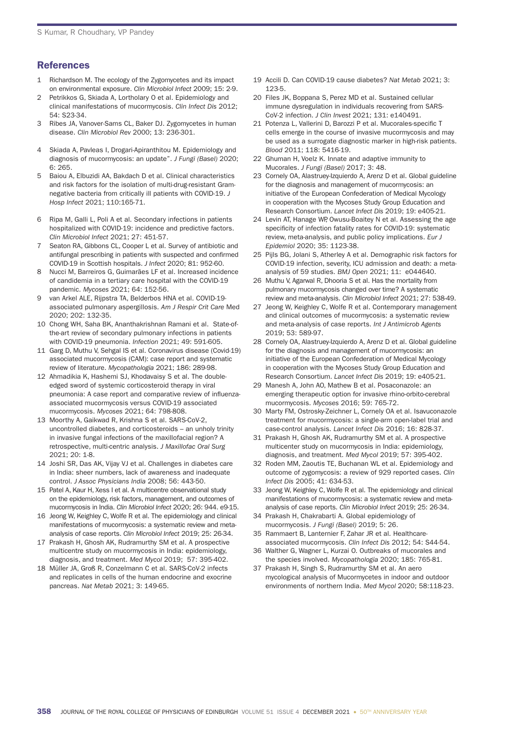## References

1. Richardson M. The ecology of the Zygomycetes and its impact on environmental exposure. *Clin Microbiol Infect* 2009; 15: 2-9.
2. Petrikkos G, Skiada A, Lortholary O et al. Epidemiology and clinical manifestations of mucormycosis. *Clin Infect Dis* 2012; 54: S23-34.
3. Ribes JA, Vanover-Sams CL, Baker DJ. Zygomycetes in human disease. *Clin Microbiol Rev* 2000; 13: 236-301.
4. Skiada A, Pavleas I, Drogari-Apiranthitou M. Epidemiology and diagnosis of mucormycosis: an update". *J Fungi (Basel)* 2020; 6: 265.
5. Baiou A, Elbuzidi AA, Bakdach D et al. Clinical characteristics and risk factors for the isolation of multi-drug-resistant Gram-negative bacteria from critically ill patients with COVID-19. *J Hosp Infect* 2021; 110:165-71.
6. Ripa M, Galli L, Poli A et al. Secondary infections in patients hospitalized with COVID-19: incidence and predictive factors. *Clin Microbiol Infect* 2021; 27: 451-57.
7. Seaton RA, Gibbons CL, Cooper L et al. Survey of antibiotic and antifungal prescribing in patients with suspected and confirmed COVID-19 in Scottish hospitals. *J Infect* 2020; 81: 952-60.
8. Nucci M, Barreiros G, Guimarães LF et al. Increased incidence of candidemia in a tertiary care hospital with the COVID-19 pandemic. *Mycoses* 2021; 64: 152-56.
9. van Arkel ALE, Rijpstra TA, Belderbos HNA et al. COVID-19-associated pulmonary aspergillosis. *Am J Respir Crit Care* Med 2020; 202: 132-35.
10. Chong WH, Saha BK, Ananthakrishnan Ramani et al. State-of-the-art review of secondary pulmonary infections in patients with COVID-19 pneumonia. *Infection* 2021; 49: 591-605.
11. Garg D, Muthu V, Sehgal IS et al. Coronavirus disease (Covid-19) associated mucormycosis (CAM): case report and systematic review of literature. *Mycopathologia* 2021; 186: 289-98.
12. Ahmadikia K, Hashemi SJ, Khodavaisy S et al. The double-edged sword of systemic corticosteroid therapy in viral pneumonia: A case report and comparative review of influenza-associated mucormycosis versus COVID-19 associated mucormycosis. *Mycoses* 2021; 64: 798-808.
13. Moorthy A, Gaikwad R, Krishna S et al. SARS-CoV-2, uncontrolled diabetes, and corticosteroids – an unholy trinity in invasive fungal infections of the maxillofacial region? A retrospective, multi-centric analysis. *J Maxillofac Oral Surg* 2021; 20: 1-8.
14. Joshi SR, Das AK, Vijay VJ et al. Challenges in diabetes care in India: sheer numbers, lack of awareness and inadequate control. *J Assoc Physicians India* 2008; 56: 443-50.
15. Patel A, Kaur H, Xess I et al. A multicentre observational study on the epidemiology, risk factors, management, and outcomes of mucormycosis in India. *Clin Microbiol Infect* 2020; 26: 944. e9-15.
16. Jeong W, Keighley C, Wolfe R et al. The epidemiology and clinical manifestations of mucormycosis: a systematic review and meta-analysis of case reports. *Clin Microbiol Infect* 2019; 25: 26-34.
17. Prakash H, Ghosh AK, Rudramurthy SM et al. A prospective multicentre study on mucormycosis in India: epidemiology, diagnosis, and treatment. *Med Mycol* 2019; 57: 395-402.
18. Müller JA, Groß R, Conzelmann C et al. SARS-CoV-2 infects and replicates in cells of the human endocrine and exocrine pancreas. *Nat Metab* 2021; 3: 149-65.
19. Accili D. Can COVID-19 cause diabetes? *Nat Metab* 2021; 3: 123-5.
20. Files JK, Boppana S, Perez MD et al. Sustained cellular immune dysregulation in individuals recovering from SARS-CoV-2 infection. *J Clin Invest* 2021; 131: e140491.
21. Potenza L, Vallerini D, Barozzi P et al. Mucorales-specific T cells emerge in the course of invasive mucormycosis and may be used as a surrogate diagnostic marker in high-risk patients. *Blood* 2011; 118: 5416-19.
22. Ghuman H, Voelz K. Innate and adaptive immunity to Mucorales. *J Fungi (Basel)* 2017; 3: 48.
23. Cornely OA, Alastruey-Izquierdo A, Arenz D et al. Global guideline for the diagnosis and management of mucormycosis: an initiative of the European Confederation of Medical Mycology in cooperation with the Mycoses Study Group Education and Research Consortium. *Lancet Infect Dis* 2019; 19: e405-21.
24. Levin AT, Hanage WP, Owusu-Boaitey N et al. Assessing the age specificity of infection fatality rates for COVID-19: systematic review, meta-analysis, and public policy implications. *Eur J Epidemiol* 2020; 35: 1123-38.
25. Pijls BG, Jolani S, Atherley A et al. Demographic risk factors for COVID-19 infection, severity, ICU admission and death: a meta-analysis of 59 studies. *BMJ Open* 2021; 11: e044640.
26. Muthu V, Agarwal R, Dhooria S et al. Has the mortality from pulmonary mucormycosis changed over time? A systematic review and meta-analysis. *Clin Microbiol Infect* 2021; 27: 538-49.
27. Jeong W, Keighley C, Wolfe R et al. Contemporary management and clinical outcomes of mucormycosis: a systematic review and meta-analysis of case reports. *Int J Antimicrob Agents* 2019; 53: 589-97.
28. Cornely OA, Alastruey-Izquierdo A, Arenz D et al. Global guideline for the diagnosis and management of mucormycosis: an initiative of the European Confederation of Medical Mycology in cooperation with the Mycoses Study Group Education and Research Consortium. *Lancet Infect Dis* 2019; 19: e405-21.
29. Manesh A, John AO, Mathew B et al. Posaconazole: an emerging therapeutic option for invasive rhino-orbito-cerebral mucormycosis. *Mycoses* 2016; 59: 765-72.
30. Marty FM, Ostrosky-Zeichner L, Cornely OA et al. Isavuconazole treatment for mucormycosis: a single-arm open-label trial and case-control analysis. *Lancet Infect Dis* 2016; 16: 828-37.
31. Prakash H, Ghosh AK, Rudramurthy SM et al. A prospective multicenter study on mucormycosis in India: epidemiology, diagnosis, and treatment. *Med Mycol* 2019; 57: 395-402.
32. Roden MM, Zaoutis TE, Buchanan WL et al. Epidemiology and outcome of zygomycosis: a review of 929 reported cases. *Clin Infect Dis* 2005; 41: 634-53.
33. Jeong W, Keighley C, Wolfe R et al. The epidemiology and clinical manifestations of mucormycosis: a systematic review and meta-analysis of case reports. *Clin Microbiol Infect* 2019; 25: 26-34.
34. Prakash H, Chakrabarti A. Global epidemiology of mucormycosis. *J Fungi (Basel)* 2019; 5: 26.
35. Rammaert B, Lanternier F, Zahar JR et al. Healthcare-associated mucormycosis. *Clin Infect Dis* 2012; 54: S44-54.
36. Walther G, Wagner L, Kurzai O. Outbreaks of mucorales and the species involved. *Mycopathologia* 2020; 185: 765-81.
37. Prakash H, Singh S, Rudramurthy SM et al. An aero mycological analysis of Mucormycetes in indoor and outdoor environments of northern India. *Med Mycol* 2020; 58:118-23.